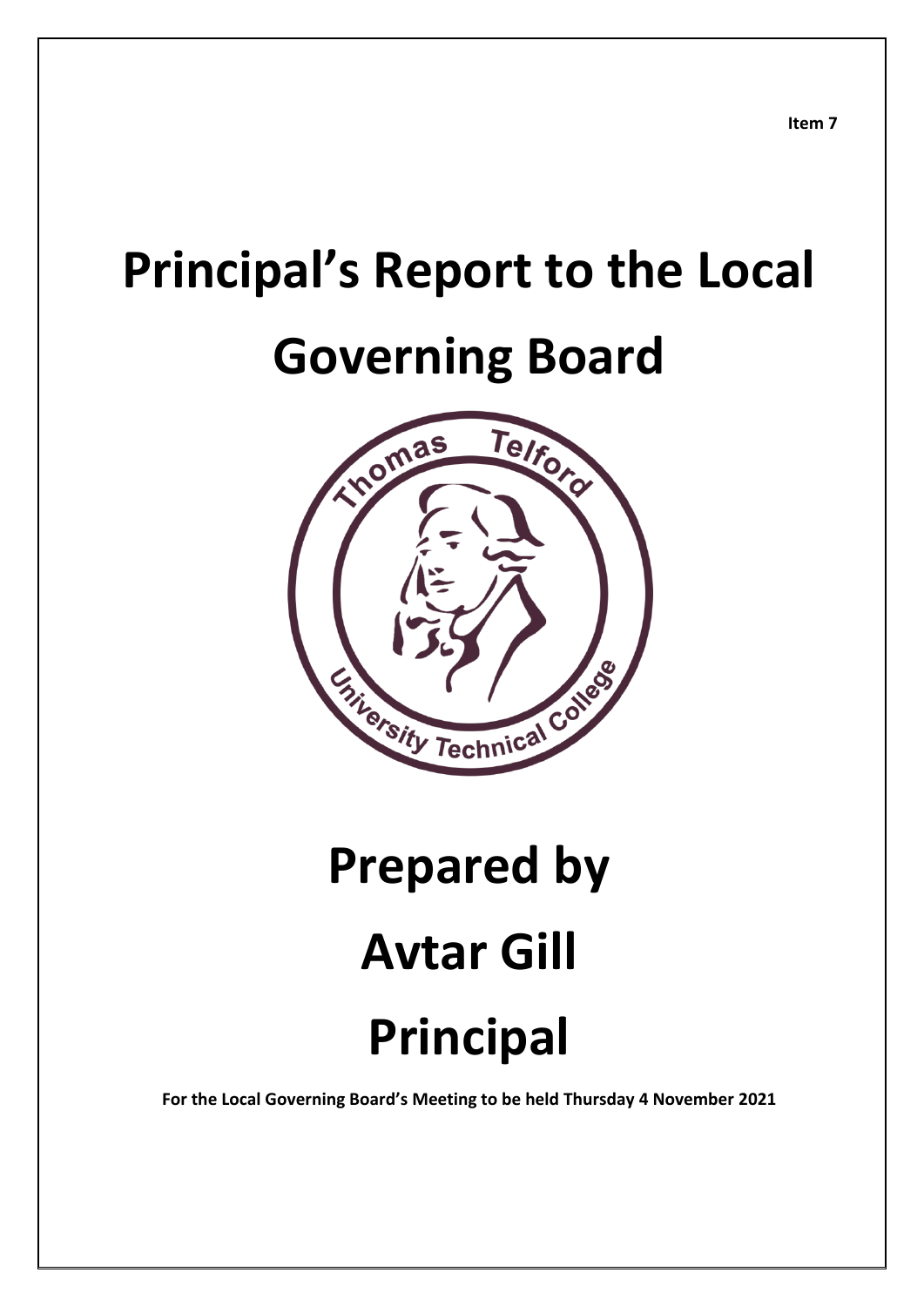**Item 7**

# Principal's Report to the Local Governing Board

# Prepared by

# Avtar Gill

# Principal

**For the Local Governing Board's Meeting to be held Thursday 4 November 2021**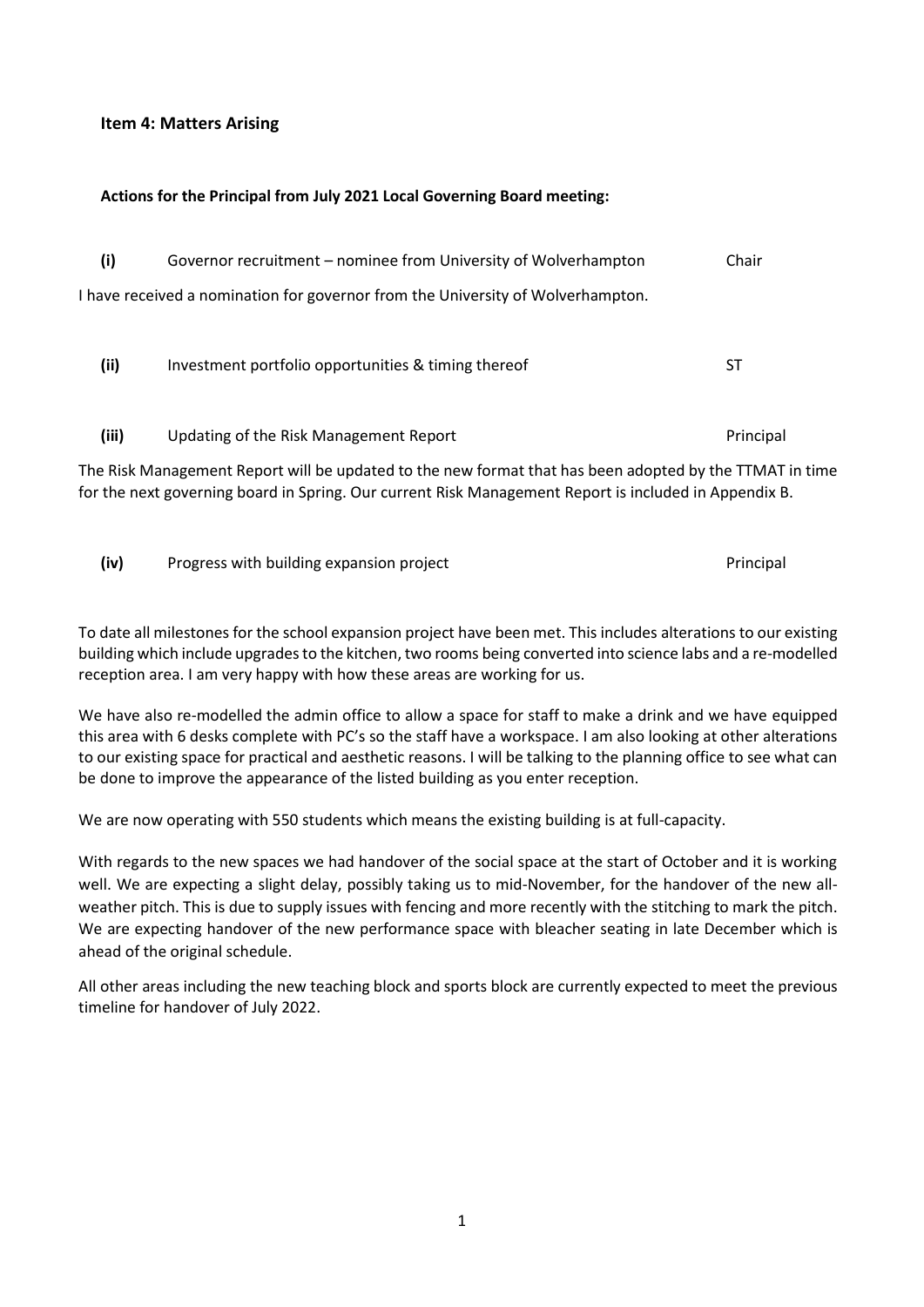### Item 4: Matters Arising

#### Actions for the Principal from July 2021 Local Governing Board meeting:

| | | |
|---|---|---|
| **(i)** | Governor recruitment – nominee from University of Wolverhampton | Chair |

I have received a nomination for governor from the University of Wolverhampton.

| | | |
|---|---|---|
| **(ii)** | Investment portfolio opportunities & timing thereof | ST |

| | | |
|---|---|---|
| **(iii)** | Updating of the Risk Management Report | Principal |

The Risk Management Report will be updated to the new format that has been adopted by the TTMAT in time for the next governing board in Spring. Our current Risk Management Report is included in Appendix B.

| | | |
|---|---|---|
| **(iv)** | Progress with building expansion project | Principal |

To date all milestones for the school expansion project have been met. This includes alterations to our existing building which include upgrades to the kitchen, two rooms being converted into science labs and a re-modelled reception area. I am very happy with how these areas are working for us.

We have also re-modelled the admin office to allow a space for staff to make a drink and we have equipped this area with 6 desks complete with PC's so the staff have a workspace. I am also looking at other alterations to our existing space for practical and aesthetic reasons. I will be talking to the planning office to see what can be done to improve the appearance of the listed building as you enter reception.

We are now operating with 550 students which means the existing building is at full-capacity.

With regards to the new spaces we had handover of the social space at the start of October and it is working well. We are expecting a slight delay, possibly taking us to mid-November, for the handover of the new all-weather pitch. This is due to supply issues with fencing and more recently with the stitching to mark the pitch. We are expecting handover of the new performance space with bleacher seating in late December which is ahead of the original schedule.

All other areas including the new teaching block and sports block are currently expected to meet the previous timeline for handover of July 2022.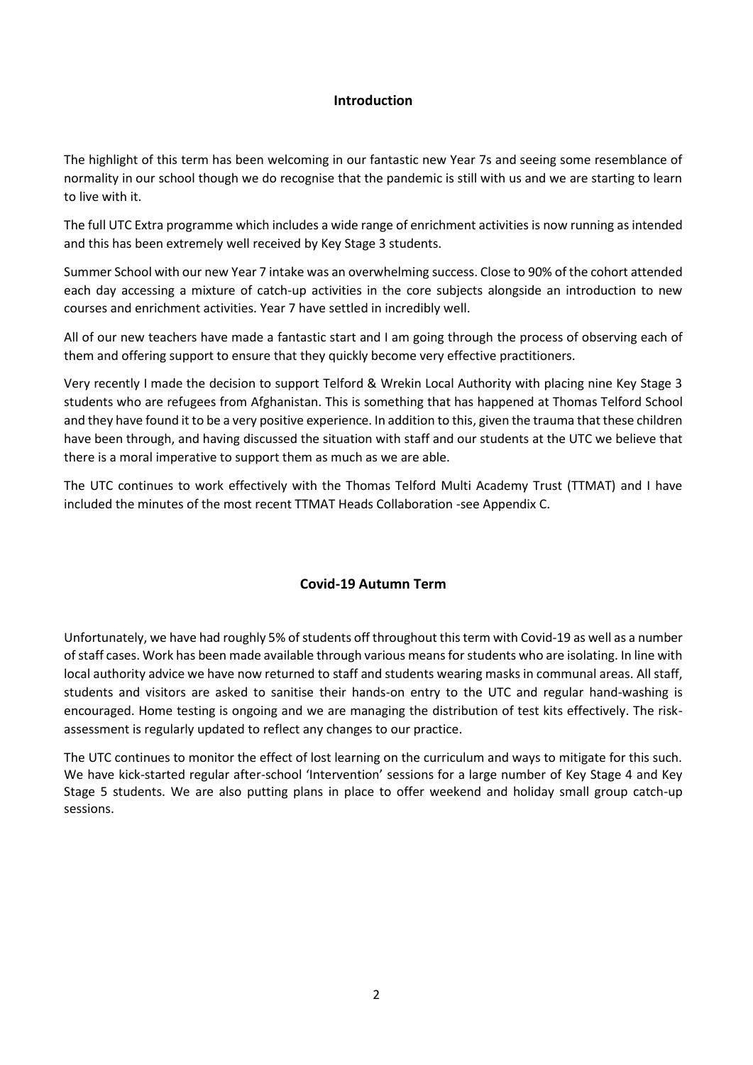## Introduction

The highlight of this term has been welcoming in our fantastic new Year 7s and seeing some resemblance of normality in our school though we do recognise that the pandemic is still with us and we are starting to learn to live with it.

The full UTC Extra programme which includes a wide range of enrichment activities is now running as intended and this has been extremely well received by Key Stage 3 students.

Summer School with our new Year 7 intake was an overwhelming success. Close to 90% of the cohort attended each day accessing a mixture of catch-up activities in the core subjects alongside an introduction to new courses and enrichment activities. Year 7 have settled in incredibly well.

All of our new teachers have made a fantastic start and I am going through the process of observing each of them and offering support to ensure that they quickly become very effective practitioners.

Very recently I made the decision to support Telford & Wrekin Local Authority with placing nine Key Stage 3 students who are refugees from Afghanistan. This is something that has happened at Thomas Telford School and they have found it to be a very positive experience. In addition to this, given the trauma that these children have been through, and having discussed the situation with staff and our students at the UTC we believe that there is a moral imperative to support them as much as we are able.

The UTC continues to work effectively with the Thomas Telford Multi Academy Trust (TTMAT) and I have included the minutes of the most recent TTMAT Heads Collaboration -see Appendix C.

## Covid-19 Autumn Term

Unfortunately, we have had roughly 5% of students off throughout this term with Covid-19 as well as a number of staff cases. Work has been made available through various means for students who are isolating. In line with local authority advice we have now returned to staff and students wearing masks in communal areas. All staff, students and visitors are asked to sanitise their hands-on entry to the UTC and regular hand-washing is encouraged. Home testing is ongoing and we are managing the distribution of test kits effectively. The risk-assessment is regularly updated to reflect any changes to our practice.

The UTC continues to monitor the effect of lost learning on the curriculum and ways to mitigate for this such. We have kick-started regular after-school 'Intervention' sessions for a large number of Key Stage 4 and Key Stage 5 students. We are also putting plans in place to offer weekend and holiday small group catch-up sessions.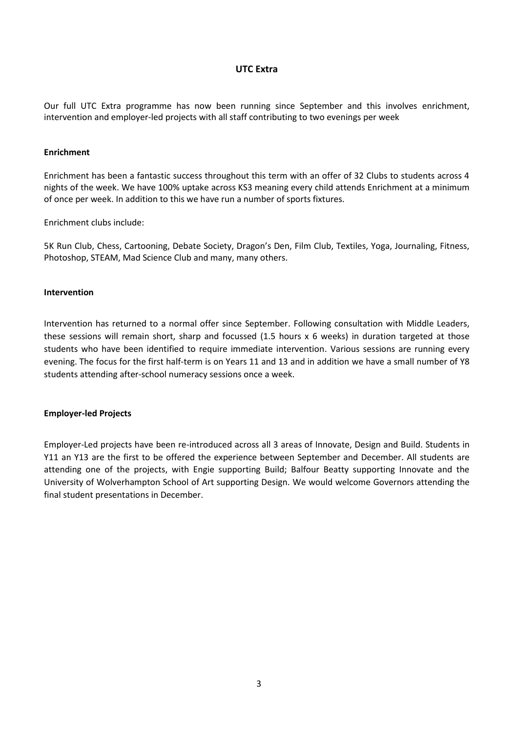## UTC Extra

Our full UTC Extra programme has now been running since September and this involves enrichment, intervention and employer-led projects with all staff contributing to two evenings per week

### Enrichment

Enrichment has been a fantastic success throughout this term with an offer of 32 Clubs to students across 4 nights of the week. We have 100% uptake across KS3 meaning every child attends Enrichment at a minimum of once per week. In addition to this we have run a number of sports fixtures.

Enrichment clubs include:

5K Run Club, Chess, Cartooning, Debate Society, Dragon's Den, Film Club, Textiles, Yoga, Journaling, Fitness, Photoshop, STEAM, Mad Science Club and many, many others.

### Intervention

Intervention has returned to a normal offer since September. Following consultation with Middle Leaders, these sessions will remain short, sharp and focussed (1.5 hours x 6 weeks) in duration targeted at those students who have been identified to require immediate intervention. Various sessions are running every evening. The focus for the first half-term is on Years 11 and 13 and in addition we have a small number of Y8 students attending after-school numeracy sessions once a week.

### Employer-led Projects

Employer-Led projects have been re-introduced across all 3 areas of Innovate, Design and Build. Students in Y11 an Y13 are the first to be offered the experience between September and December. All students are attending one of the projects, with Engie supporting Build; Balfour Beatty supporting Innovate and the University of Wolverhampton School of Art supporting Design. We would welcome Governors attending the final student presentations in December.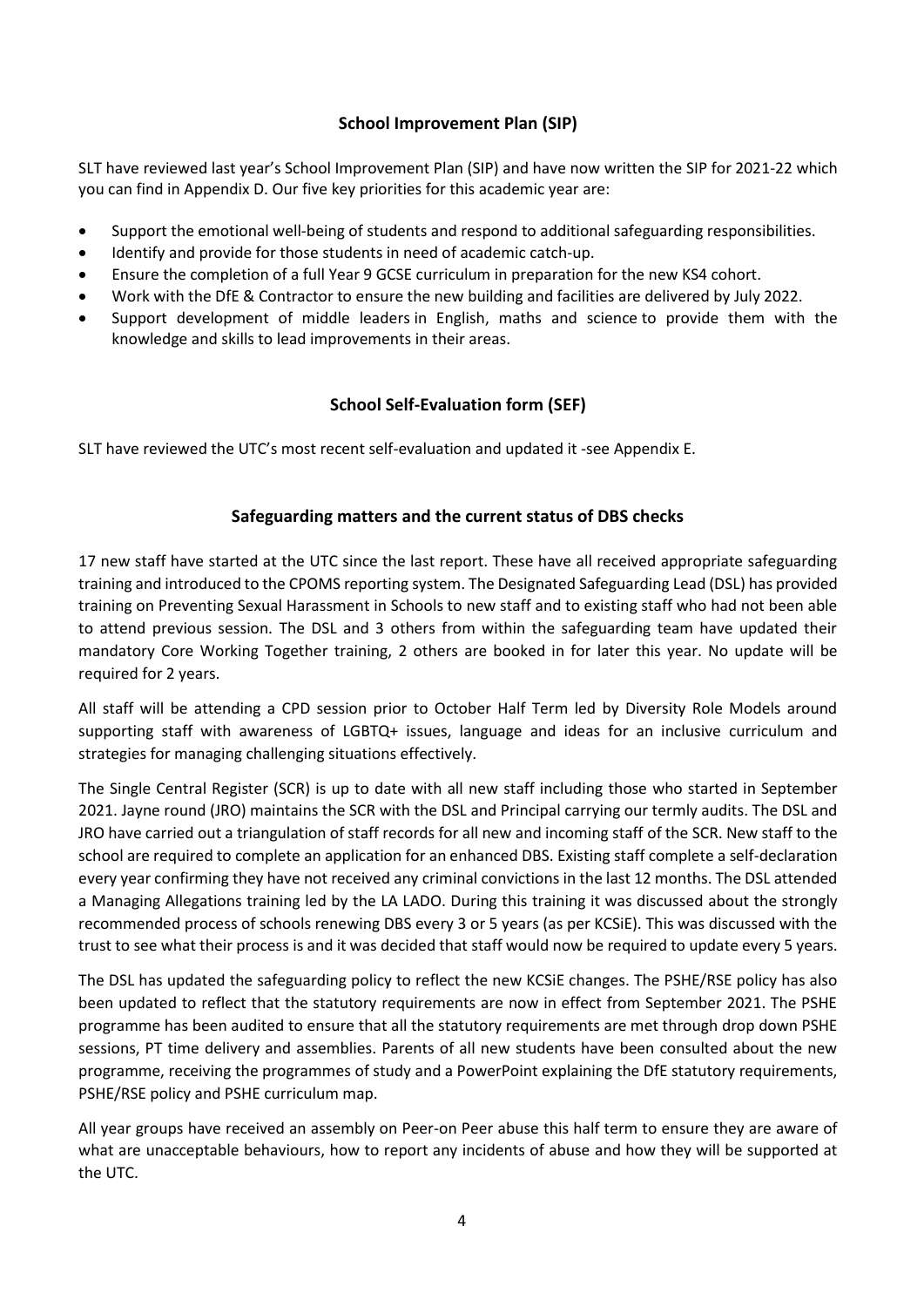## School Improvement Plan (SIP)

SLT have reviewed last year's School Improvement Plan (SIP) and have now written the SIP for 2021-22 which you can find in Appendix D. Our five key priorities for this academic year are:

- Support the emotional well-being of students and respond to additional safeguarding responsibilities.
- Identify and provide for those students in need of academic catch-up.
- Ensure the completion of a full Year 9 GCSE curriculum in preparation for the new KS4 cohort.
- Work with the DfE & Contractor to ensure the new building and facilities are delivered by July 2022.
- Support development of middle leaders in English, maths and science to provide them with the knowledge and skills to lead improvements in their areas.

## School Self-Evaluation form (SEF)

SLT have reviewed the UTC's most recent self-evaluation and updated it -see Appendix E.

## Safeguarding matters and the current status of DBS checks

17 new staff have started at the UTC since the last report. These have all received appropriate safeguarding training and introduced to the CPOMS reporting system. The Designated Safeguarding Lead (DSL) has provided training on Preventing Sexual Harassment in Schools to new staff and to existing staff who had not been able to attend previous session. The DSL and 3 others from within the safeguarding team have updated their mandatory Core Working Together training, 2 others are booked in for later this year. No update will be required for 2 years.

All staff will be attending a CPD session prior to October Half Term led by Diversity Role Models around supporting staff with awareness of LGBTQ+ issues, language and ideas for an inclusive curriculum and strategies for managing challenging situations effectively.

The Single Central Register (SCR) is up to date with all new staff including those who started in September 2021. Jayne round (JRO) maintains the SCR with the DSL and Principal carrying our termly audits. The DSL and JRO have carried out a triangulation of staff records for all new and incoming staff of the SCR. New staff to the school are required to complete an application for an enhanced DBS. Existing staff complete a self-declaration every year confirming they have not received any criminal convictions in the last 12 months. The DSL attended a Managing Allegations training led by the LA LADO. During this training it was discussed about the strongly recommended process of schools renewing DBS every 3 or 5 years (as per KCSiE). This was discussed with the trust to see what their process is and it was decided that staff would now be required to update every 5 years.

The DSL has updated the safeguarding policy to reflect the new KCSiE changes. The PSHE/RSE policy has also been updated to reflect that the statutory requirements are now in effect from September 2021. The PSHE programme has been audited to ensure that all the statutory requirements are met through drop down PSHE sessions, PT time delivery and assemblies. Parents of all new students have been consulted about the new programme, receiving the programmes of study and a PowerPoint explaining the DfE statutory requirements, PSHE/RSE policy and PSHE curriculum map.

All year groups have received an assembly on Peer-on Peer abuse this half term to ensure they are aware of what are unacceptable behaviours, how to report any incidents of abuse and how they will be supported at the UTC.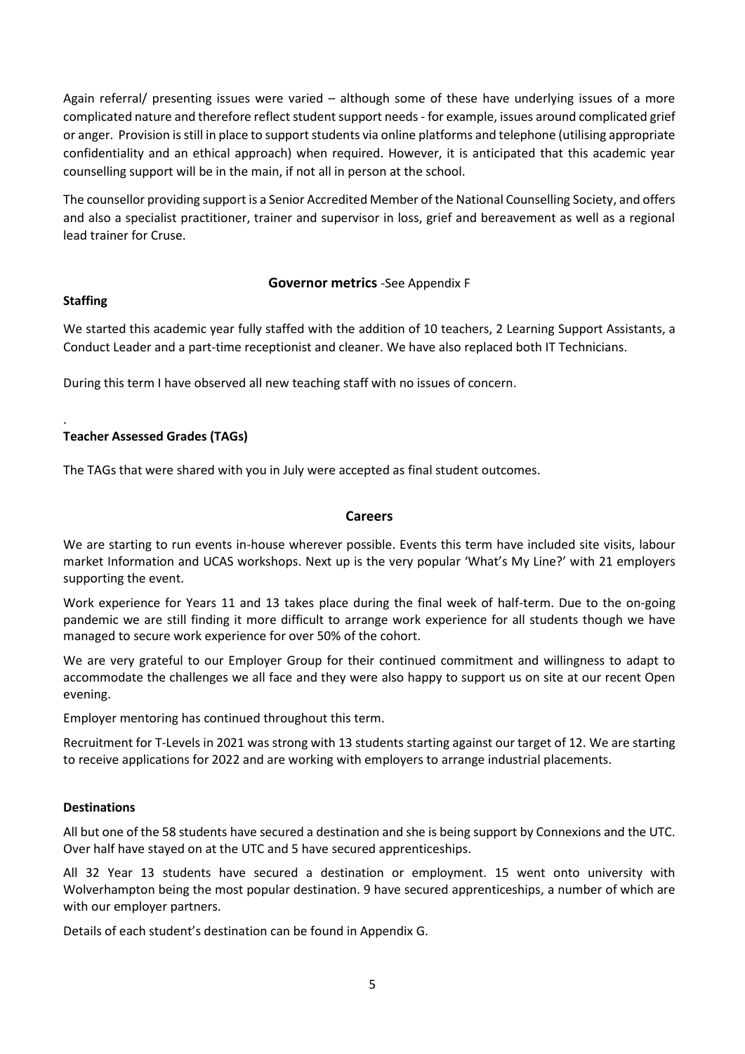Again referral/ presenting issues were varied – although some of these have underlying issues of a more complicated nature and therefore reflect student support needs - for example, issues around complicated grief or anger. Provision is still in place to support students via online platforms and telephone (utilising appropriate confidentiality and an ethical approach) when required. However, it is anticipated that this academic year counselling support will be in the main, if not all in person at the school.

The counsellor providing support is a Senior Accredited Member of the National Counselling Society, and offers and also a specialist practitioner, trainer and supervisor in loss, grief and bereavement as well as a regional lead trainer for Cruse.

## Governor metrics -See Appendix F

**Staffing**

We started this academic year fully staffed with the addition of 10 teachers, 2 Learning Support Assistants, a Conduct Leader and a part-time receptionist and cleaner. We have also replaced both IT Technicians.

During this term I have observed all new teaching staff with no issues of concern.

.

**Teacher Assessed Grades (TAGs)**

The TAGs that were shared with you in July were accepted as final student outcomes.

## Careers

We are starting to run events in-house wherever possible. Events this term have included site visits, labour market Information and UCAS workshops. Next up is the very popular 'What's My Line?' with 21 employers supporting the event.

Work experience for Years 11 and 13 takes place during the final week of half-term. Due to the on-going pandemic we are still finding it more difficult to arrange work experience for all students though we have managed to secure work experience for over 50% of the cohort.

We are very grateful to our Employer Group for their continued commitment and willingness to adapt to accommodate the challenges we all face and they were also happy to support us on site at our recent Open evening.

Employer mentoring has continued throughout this term.

Recruitment for T-Levels in 2021 was strong with 13 students starting against our target of 12. We are starting to receive applications for 2022 and are working with employers to arrange industrial placements.

**Destinations**

All but one of the 58 students have secured a destination and she is being support by Connexions and the UTC. Over half have stayed on at the UTC and 5 have secured apprenticeships.

All 32 Year 13 students have secured a destination or employment. 15 went onto university with Wolverhampton being the most popular destination. 9 have secured apprenticeships, a number of which are with our employer partners.

Details of each student's destination can be found in Appendix G.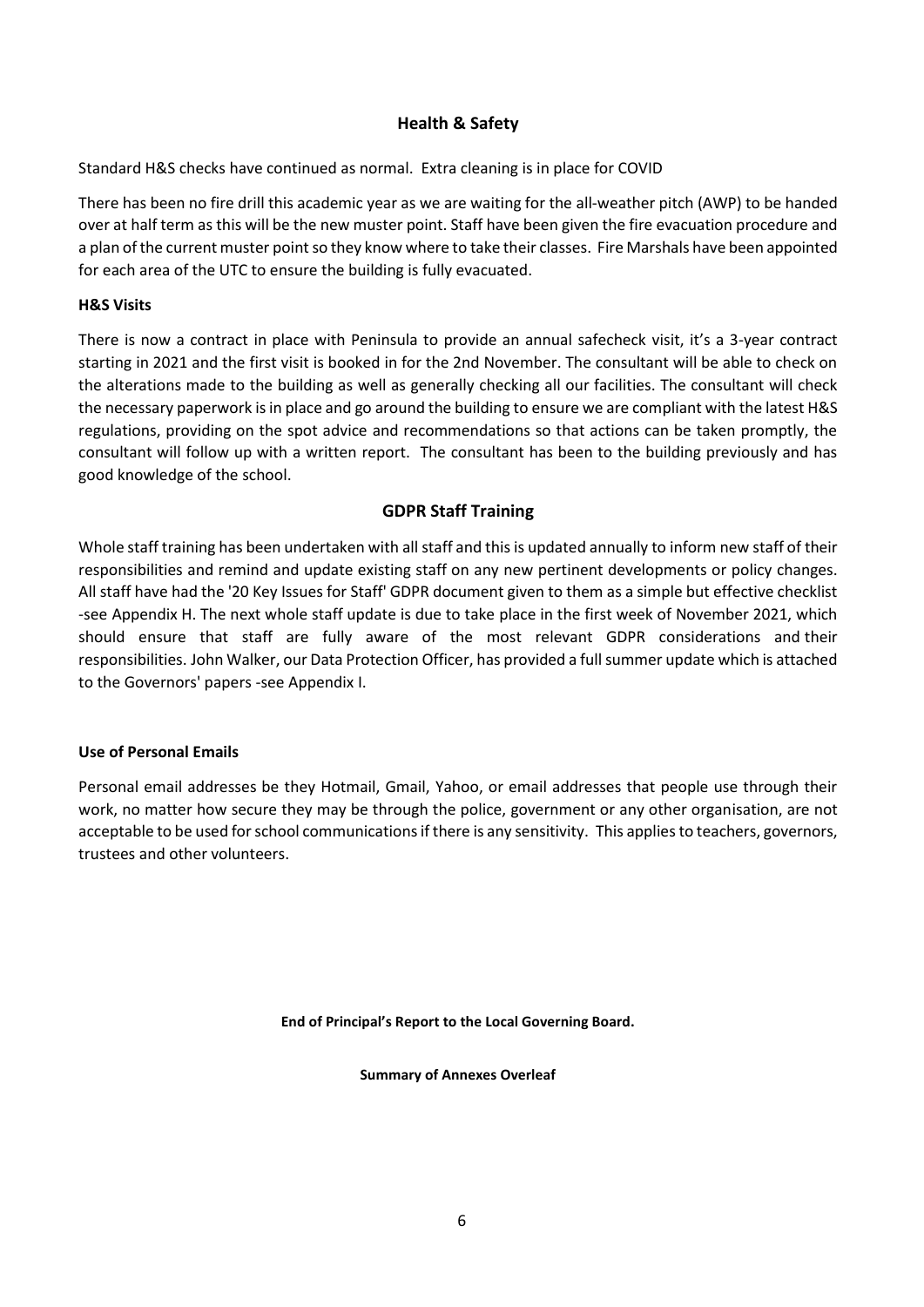## Health & Safety

Standard H&S checks have continued as normal. Extra cleaning is in place for COVID

There has been no fire drill this academic year as we are waiting for the all-weather pitch (AWP) to be handed over at half term as this will be the new muster point. Staff have been given the fire evacuation procedure and a plan of the current muster point so they know where to take their classes. Fire Marshals have been appointed for each area of the UTC to ensure the building is fully evacuated.

### H&S Visits

There is now a contract in place with Peninsula to provide an annual safecheck visit, it's a 3-year contract starting in 2021 and the first visit is booked in for the 2nd November. The consultant will be able to check on the alterations made to the building as well as generally checking all our facilities. The consultant will check the necessary paperwork is in place and go around the building to ensure we are compliant with the latest H&S regulations, providing on the spot advice and recommendations so that actions can be taken promptly, the consultant will follow up with a written report. The consultant has been to the building previously and has good knowledge of the school.

## GDPR Staff Training

Whole staff training has been undertaken with all staff and this is updated annually to inform new staff of their responsibilities and remind and update existing staff on any new pertinent developments or policy changes. All staff have had the '20 Key Issues for Staff' GDPR document given to them as a simple but effective checklist -see Appendix H. The next whole staff update is due to take place in the first week of November 2021, which should ensure that staff are fully aware of the most relevant GDPR considerations and their responsibilities. John Walker, our Data Protection Officer, has provided a full summer update which is attached to the Governors' papers -see Appendix I.

### Use of Personal Emails

Personal email addresses be they Hotmail, Gmail, Yahoo, or email addresses that people use through their work, no matter how secure they may be through the police, government or any other organisation, are not acceptable to be used for school communications if there is any sensitivity. This applies to teachers, governors, trustees and other volunteers.

**End of Principal's Report to the Local Governing Board.**

**Summary of Annexes Overleaf**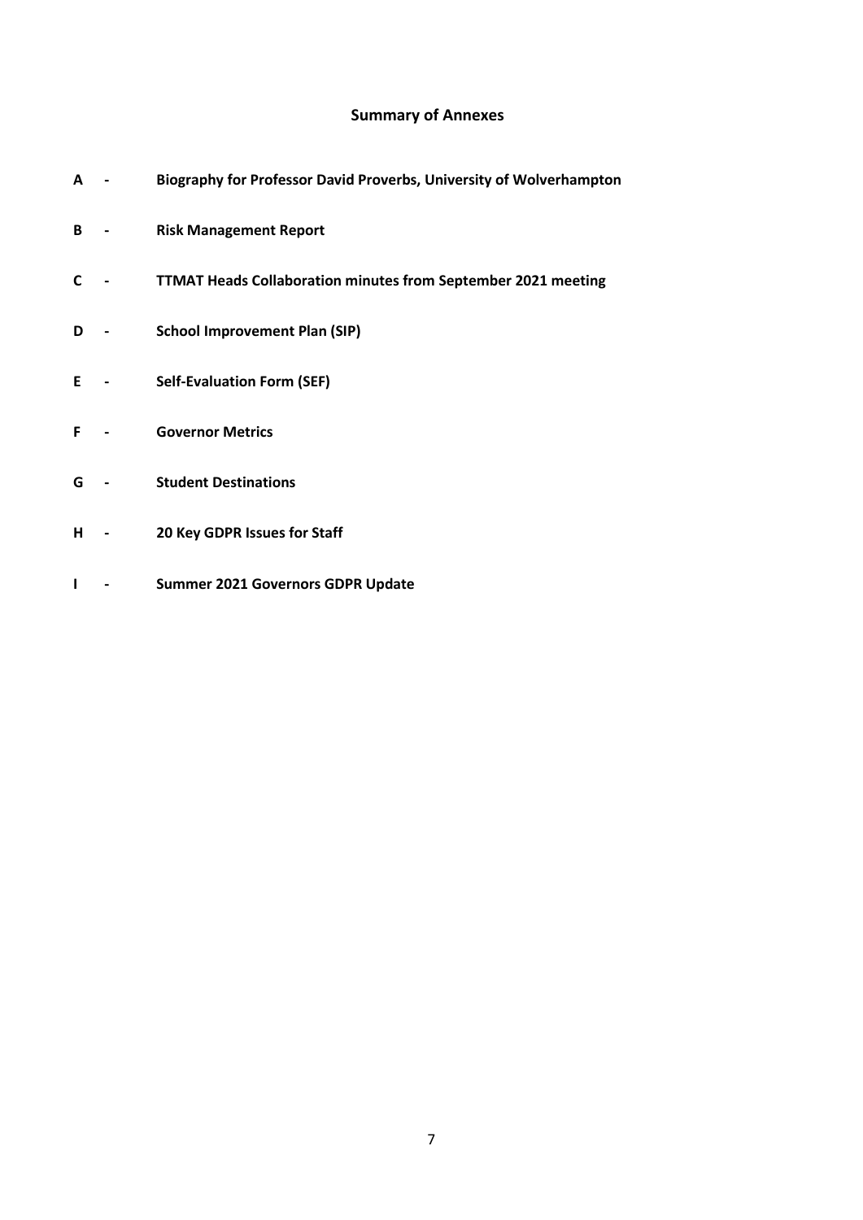## Summary of Annexes

**A - Biography for Professor David Proverbs, University of Wolverhampton**

**B - Risk Management Report**

**C - TTMAT Heads Collaboration minutes from September 2021 meeting**

**D - School Improvement Plan (SIP)**

**E - Self-Evaluation Form (SEF)**

**F - Governor Metrics**

**G - Student Destinations**

**H - 20 Key GDPR Issues for Staff**

**I - Summer 2021 Governors GDPR Update**